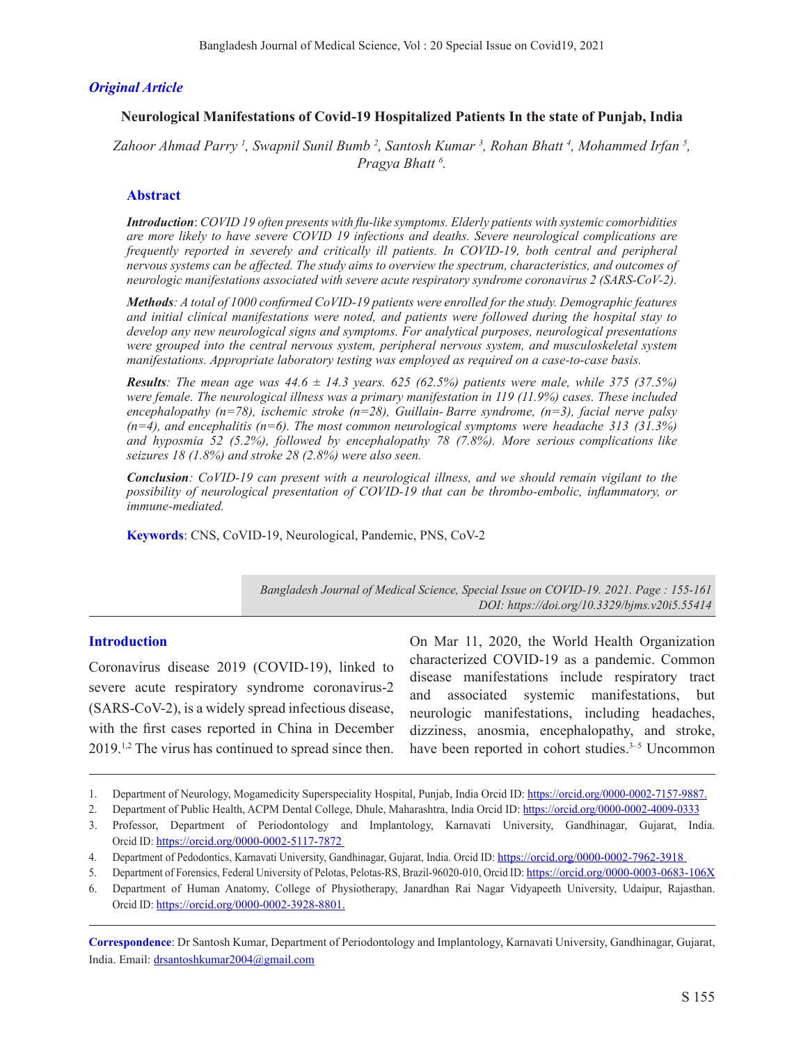*Original Article*

# Neurological Manifestations of Covid-19 Hospitalized Patients In the state of Punjab, India

*Zahoor Ahmad Parry [1], Swapnil Sunil Bumb [2], Santosh Kumar [3], Rohan Bhatt [4], Mohammed Irfan [5], Pragya Bhatt [6].*

## Abstract

***Introduction***: *COVID 19 often presents with flu-like symptoms. Elderly patients with systemic comorbidities are more likely to have severe COVID 19 infections and deaths. Severe neurological complications are frequently reported in severely and critically ill patients. In COVID-19, both central and peripheral nervous systems can be affected. The study aims to overview the spectrum, characteristics, and outcomes of neurologic manifestations associated with severe acute respiratory syndrome coronavirus 2 (SARS-CoV-2).*

***Methods****: A total of 1000 confirmed CoVID-19 patients were enrolled for the study. Demographic features and initial clinical manifestations were noted, and patients were followed during the hospital stay to develop any new neurological signs and symptoms. For analytical purposes, neurological presentations were grouped into the central nervous system, peripheral nervous system, and musculoskeletal system manifestations. Appropriate laboratory testing was employed as required on a case-to-case basis.*

***Results****: The mean age was 44.6 ± 14.3 years. 625 (62.5%) patients were male, while 375 (37.5%) were female. The neurological illness was a primary manifestation in 119 (11.9%) cases. These included encephalopathy (n=78), ischemic stroke (n=28), Guillain- Barre syndrome, (n=3), facial nerve palsy (n=4), and encephalitis (n=6). The most common neurological symptoms were headache 313 (31.3%) and hyposmia 52 (5.2%), followed by encephalopathy 78 (7.8%). More serious complications like seizures 18 (1.8%) and stroke 28 (2.8%) were also seen.*

***Conclusion****: CoVID-19 can present with a neurological illness, and we should remain vigilant to the possibility of neurological presentation of COVID-19 that can be thrombo-embolic, inflammatory, or immune-mediated.*

**Keywords**: CNS, CoVID-19, Neurological, Pandemic, PNS, CoV-2

*Bangladesh Journal of Medical Science, Special Issue on COVID-19. 2021. Page : 155-161*
*DOI: https://doi.org/10.3329/bjms.v20i5.55414*

## Introduction

Coronavirus disease 2019 (COVID-19), linked to severe acute respiratory syndrome coronavirus-2 (SARS-CoV-2), is a widely spread infectious disease, with the first cases reported in China in December 2019.[1,2] The virus has continued to spread since then. On Mar 11, 2020, the World Health Organization characterized COVID-19 as a pandemic. Common disease manifestations include respiratory tract and associated systemic manifestations, but neurologic manifestations, including headaches, dizziness, anosmia, encephalopathy, and stroke, have been reported in cohort studies.[3–5] Uncommon

1. Department of Neurology, Mogamedicity Superspeciality Hospital, Punjab, India Orcid ID: https://orcid.org/0000-0002-7157-9887.
2. Department of Public Health, ACPM Dental College, Dhule, Maharashtra, India Orcid ID: https://orcid.org/0000-0002-4009-0333
3. Professor, Department of Periodontology and Implantology, Karnavati University, Gandhinagar, Gujarat, India. Orcid ID: https://orcid.org/0000-0002-5117-7872
4. Department of Pedodontics, Karnavati University, Gandhinagar, Gujarat, India. Orcid ID: https://orcid.org/0000-0002-7962-3918
5. Department of Forensics, Federal University of Pelotas, Pelotas-RS, Brazil-96020-010, Orcid ID: https://orcid.org/0000-0003-0683-106X
6. Department of Human Anatomy, College of Physiotherapy, Janardhan Rai Nagar Vidyapeeth University, Udaipur, Rajasthan. Orcid ID: https://orcid.org/0000-0002-3928-8801.

**Correspondence**: Dr Santosh Kumar, Department of Periodontology and Implantology, Karnavati University, Gandhinagar, Gujarat, India. Email: drsantoshkumar2004@gmail.com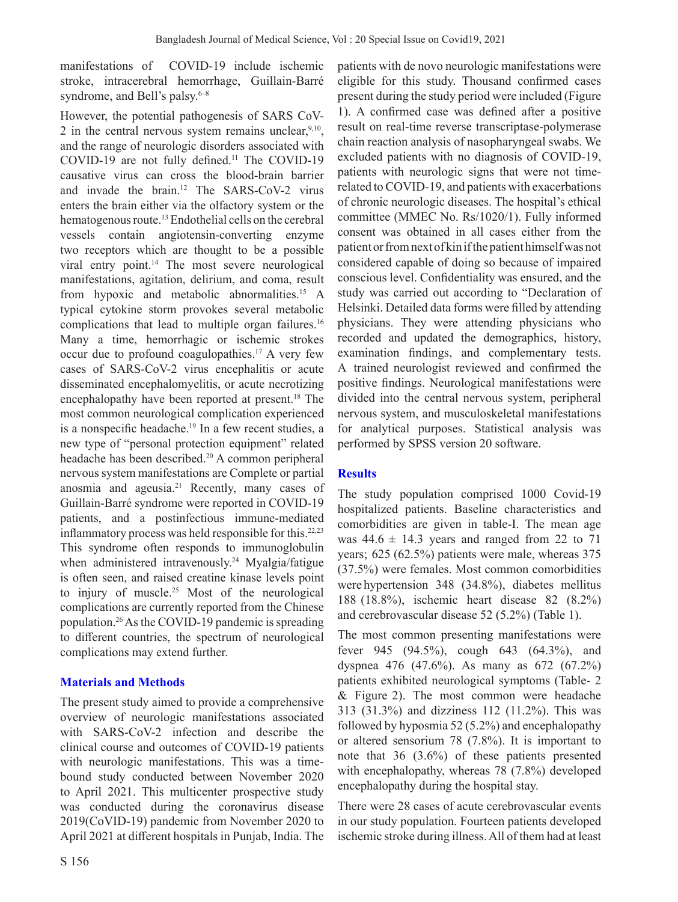manifestations of COVID-19 include ischemic stroke, intracerebral hemorrhage, Guillain-Barré syndrome, and Bell's palsy.[6–8]

However, the potential pathogenesis of SARS CoV-2 in the central nervous system remains unclear,[9,10], and the range of neurologic disorders associated with COVID-19 are not fully defined.[11] The COVID-19 causative virus can cross the blood-brain barrier and invade the brain.[12] The SARS-CoV-2 virus enters the brain either via the olfactory system or the hematogenous route.[13] Endothelial cells on the cerebral vessels contain angiotensin-converting enzyme two receptors which are thought to be a possible viral entry point.[14] The most severe neurological manifestations, agitation, delirium, and coma, result from hypoxic and metabolic abnormalities.[15] A typical cytokine storm provokes several metabolic complications that lead to multiple organ failures.[16] Many a time, hemorrhagic or ischemic strokes occur due to profound coagulopathies.[17] A very few cases of SARS-CoV-2 virus encephalitis or acute disseminated encephalomyelitis, or acute necrotizing encephalopathy have been reported at present.[18] The most common neurological complication experienced is a nonspecific headache.[19] In a few recent studies, a new type of "personal protection equipment" related headache has been described.[20] A common peripheral nervous system manifestations are Complete or partial anosmia and ageusia.[21] Recently, many cases of Guillain-Barré syndrome were reported in COVID-19 patients, and a postinfectious immune-mediated inflammatory process was held responsible for this.[22,23] This syndrome often responds to immunoglobulin when administered intravenously.[24] Myalgia/fatigue is often seen, and raised creatine kinase levels point to injury of muscle.[25] Most of the neurological complications are currently reported from the Chinese population.[26] As the COVID-19 pandemic is spreading to different countries, the spectrum of neurological complications may extend further.

## Materials and Methods

The present study aimed to provide a comprehensive overview of neurologic manifestations associated with SARS-CoV-2 infection and describe the clinical course and outcomes of COVID-19 patients with neurologic manifestations. This was a time-bound study conducted between November 2020 to April 2021. This multicenter prospective study was conducted during the coronavirus disease 2019(CoVID-19) pandemic from November 2020 to April 2021 at different hospitals in Punjab, India. The patients with de novo neurologic manifestations were eligible for this study. Thousand confirmed cases present during the study period were included (Figure 1). A confirmed case was defined after a positive result on real-time reverse transcriptase-polymerase chain reaction analysis of nasopharyngeal swabs. We excluded patients with no diagnosis of COVID-19, patients with neurologic signs that were not time-related to COVID-19, and patients with exacerbations of chronic neurologic diseases. The hospital's ethical committee (MMEC No. Rs/1020/1). Fully informed consent was obtained in all cases either from the patient or from next of kin if the patient himself was not considered capable of doing so because of impaired conscious level. Confidentiality was ensured, and the study was carried out according to "Declaration of Helsinki. Detailed data forms were filled by attending physicians. They were attending physicians who recorded and updated the demographics, history, examination findings, and complementary tests. A trained neurologist reviewed and confirmed the positive findings. Neurological manifestations were divided into the central nervous system, peripheral nervous system, and musculoskeletal manifestations for analytical purposes. Statistical analysis was performed by SPSS version 20 software.

## Results

The study population comprised 1000 Covid-19 hospitalized patients. Baseline characteristics and comorbidities are given in table-I. The mean age was 44.6 ± 14.3 years and ranged from 22 to 71 years; 625 (62.5%) patients were male, whereas 375 (37.5%) were females. Most common comorbidities were hypertension 348 (34.8%), diabetes mellitus 188 (18.8%), ischemic heart disease 82 (8.2%) and cerebrovascular disease 52 (5.2%) (Table 1).

The most common presenting manifestations were fever 945 (94.5%), cough 643 (64.3%), and dyspnea 476 (47.6%). As many as 672 (67.2%) patients exhibited neurological symptoms (Table- 2 & Figure 2). The most common were headache 313 (31.3%) and dizziness 112 (11.2%). This was followed by hyposmia 52 (5.2%) and encephalopathy or altered sensorium 78 (7.8%). It is important to note that 36 (3.6%) of these patients presented with encephalopathy, whereas 78 (7.8%) developed encephalopathy during the hospital stay.

There were 28 cases of acute cerebrovascular events in our study population. Fourteen patients developed ischemic stroke during illness. All of them had at least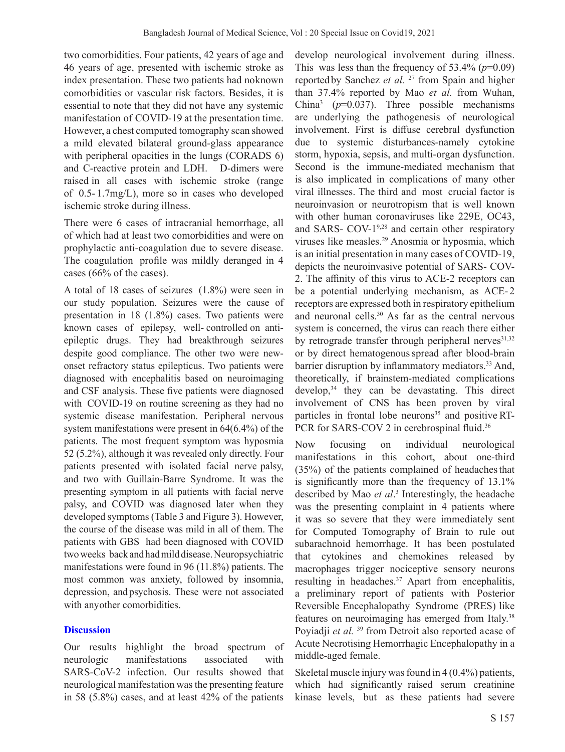two comorbidities. Four patients, 42 years of age and 46 years of age, presented with ischemic stroke as index presentation. These two patients had noknown comorbidities or vascular risk factors. Besides, it is essential to note that they did not have any systemic manifestation of COVID-19 at the presentation time. However, a chest computed tomography scan showed a mild elevated bilateral ground-glass appearance with peripheral opacities in the lungs (CORADS 6) and C-reactive protein and LDH. D-dimers were raised in all cases with ischemic stroke (range of 0.5- 1.7mg/L), more so in cases who developed ischemic stroke during illness.

There were 6 cases of intracranial hemorrhage, all of which had at least two comorbidities and were on prophylactic anti-coagulation due to severe disease. The coagulation profile was mildly deranged in 4 cases (66% of the cases).

A total of 18 cases of seizures (1.8%) were seen in our study population. Seizures were the cause of presentation in 18 (1.8%) cases. Two patients were known cases of epilepsy, well- controlled on anti-epileptic drugs. They had breakthrough seizures despite good compliance. The other two were new-onset refractory status epilepticus. Two patients were diagnosed with encephalitis based on neuroimaging and CSF analysis. These five patients were diagnosed with COVID-19 on routine screening as they had no systemic disease manifestation. Peripheral nervous system manifestations were present in 64(6.4%) of the patients. The most frequent symptom was hyposmia 52 (5.2%), although it was revealed only directly. Four patients presented with isolated facial nerve palsy, and two with Guillain-Barre Syndrome. It was the presenting symptom in all patients with facial nerve palsy, and COVID was diagnosed later when they developed symptoms (Table 3 and Figure 3). However, the course of the disease was mild in all of them. The patients with GBS had been diagnosed with COVID two weeks back and had mild disease. Neuropsychiatric manifestations were found in 96 (11.8%) patients. The most common was anxiety, followed by insomnia, depression, and psychosis. These were not associated with anyother comorbidities.

## Discussion

Our results highlight the broad spectrum of neurologic manifestations associated with SARS-CoV-2 infection. Our results showed that neurological manifestation was the presenting feature in 58 (5.8%) cases, and at least 42% of the patients develop neurological involvement during illness. This was less than the frequency of 53.4% ($p$=0.09) reported by Sanchez *et al.* [27] from Spain and higher than 37.4% reported by Mao *et al.* from Wuhan, China[3] ($p$=0.037). Three possible mechanisms are underlying the pathogenesis of neurological involvement. First is diffuse cerebral dysfunction due to systemic disturbances-namely cytokine storm, hypoxia, sepsis, and multi-organ dysfunction. Second is the immune-mediated mechanism that is also implicated in complications of many other viral illnesses. The third and most crucial factor is neuroinvasion or neurotropism that is well known with other human coronaviruses like 229E, OC43, and SARS- COV-1[9,28] and certain other respiratory viruses like measles.[29] Anosmia or hyposmia, which is an initial presentation in many cases of COVID-19, depicts the neuroinvasive potential of SARS- COV-2. The affinity of this virus to ACE-2 receptors can be a potential underlying mechanism, as ACE-2 receptors are expressed both in respiratory epithelium and neuronal cells.[30] As far as the central nervous system is concerned, the virus can reach there either by retrograde transfer through peripheral nerves[31,32] or by direct hematogenous spread after blood-brain barrier disruption by inflammatory mediators.[33] And, theoretically, if brainstem-mediated complications develop,[34] they can be devastating. This direct involvement of CNS has been proven by viral particles in frontal lobe neurons[35] and positive RT-PCR for SARS-COV 2 in cerebrospinal fluid.[36]

Now focusing on individual neurological manifestations in this cohort, about one-third (35%) of the patients complained of headaches that is significantly more than the frequency of 13.1% described by Mao *et al*.[3] Interestingly, the headache was the presenting complaint in 4 patients where it was so severe that they were immediately sent for Computed Tomography of Brain to rule out subarachnoid hemorrhage. It has been postulated that cytokines and chemokines released by macrophages trigger nociceptive sensory neurons resulting in headaches.[37] Apart from encephalitis, a preliminary report of patients with Posterior Reversible Encephalopathy Syndrome (PRES) like features on neuroimaging has emerged from Italy.[38] Poyiadji *et al.* [39] from Detroit also reported a case of Acute Necrotising Hemorrhagic Encephalopathy in a middle-aged female.

Skeletal muscle injury was found in 4 (0.4%) patients, which had significantly raised serum creatinine kinase levels, but as these patients had severe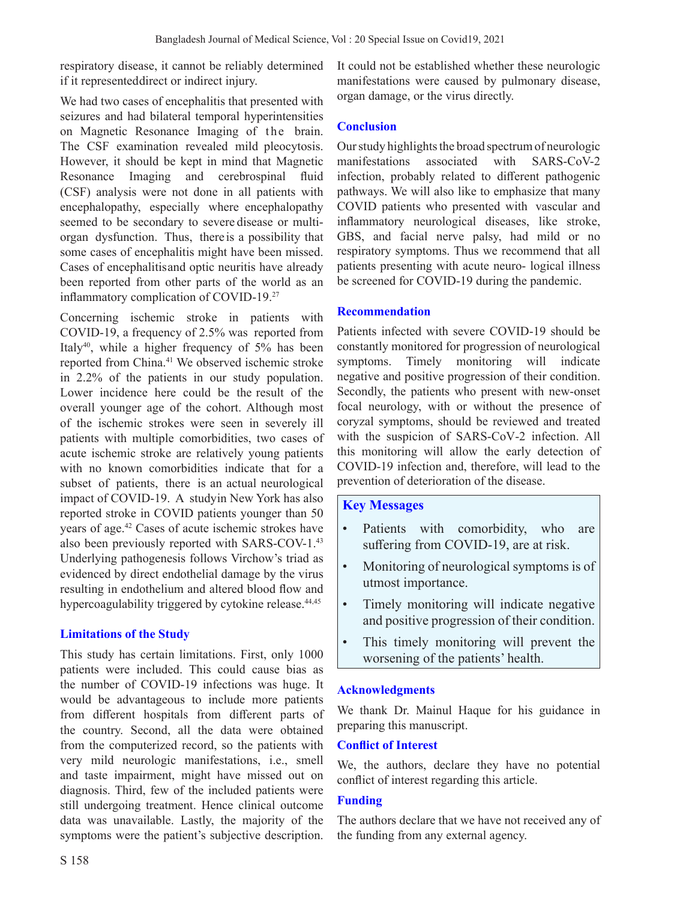respiratory disease, it cannot be reliably determined if it representeddirect or indirect injury.

We had two cases of encephalitis that presented with seizures and had bilateral temporal hyperintensities on Magnetic Resonance Imaging of the brain. The CSF examination revealed mild pleocytosis. However, it should be kept in mind that Magnetic Resonance Imaging and cerebrospinal fluid (CSF) analysis were not done in all patients with encephalopathy, especially where encephalopathy seemed to be secondary to severe disease or multi-organ dysfunction. Thus, there is a possibility that some cases of encephalitis might have been missed. Cases of encephalitisand optic neuritis have already been reported from other parts of the world as an inflammatory complication of COVID-19.[27]

Concerning ischemic stroke in patients with COVID-19, a frequency of 2.5% was reported from Italy[40], while a higher frequency of 5% has been reported from China.[41] We observed ischemic stroke in 2.2% of the patients in our study population. Lower incidence here could be the result of the overall younger age of the cohort. Although most of the ischemic strokes were seen in severely ill patients with multiple comorbidities, two cases of acute ischemic stroke are relatively young patients with no known comorbidities indicate that for a subset of patients, there is an actual neurological impact of COVID-19. A studyin New York has also reported stroke in COVID patients younger than 50 years of age.[42] Cases of acute ischemic strokes have also been previously reported with SARS-COV-1.[43] Underlying pathogenesis follows Virchow's triad as evidenced by direct endothelial damage by the virus resulting in endothelium and altered blood flow and hypercoagulability triggered by cytokine release.[44,45]

## Limitations of the Study

This study has certain limitations. First, only 1000 patients were included. This could cause bias as the number of COVID-19 infections was huge. It would be advantageous to include more patients from different hospitals from different parts of the country. Second, all the data were obtained from the computerized record, so the patients with very mild neurologic manifestations, i.e., smell and taste impairment, might have missed out on diagnosis. Third, few of the included patients were still undergoing treatment. Hence clinical outcome data was unavailable. Lastly, the majority of the symptoms were the patient's subjective description. It could not be established whether these neurologic manifestations were caused by pulmonary disease, organ damage, or the virus directly.

## Conclusion

Our study highlights the broad spectrum of neurologic manifestations associated with SARS-CoV-2 infection, probably related to different pathogenic pathways. We will also like to emphasize that many COVID patients who presented with vascular and inflammatory neurological diseases, like stroke, GBS, and facial nerve palsy, had mild or no respiratory symptoms. Thus we recommend that all patients presenting with acute neuro- logical illness be screened for COVID-19 during the pandemic.

## Recommendation

Patients infected with severe COVID-19 should be constantly monitored for progression of neurological symptoms. Timely monitoring will indicate negative and positive progression of their condition. Secondly, the patients who present with new-onset focal neurology, with or without the presence of coryzal symptoms, should be reviewed and treated with the suspicion of SARS-CoV-2 infection. All this monitoring will allow the early detection of COVID-19 infection and, therefore, will lead to the prevention of deterioration of the disease.

## Key Messages

- Patients with comorbidity, who are suffering from COVID-19, are at risk.
- Monitoring of neurological symptoms is of utmost importance.
- Timely monitoring will indicate negative and positive progression of their condition.
- This timely monitoring will prevent the worsening of the patients' health.

## Acknowledgments

We thank Dr. Mainul Haque for his guidance in preparing this manuscript.

## Conflict of Interest

We, the authors, declare they have no potential conflict of interest regarding this article.

## Funding

The authors declare that we have not received any of the funding from any external agency.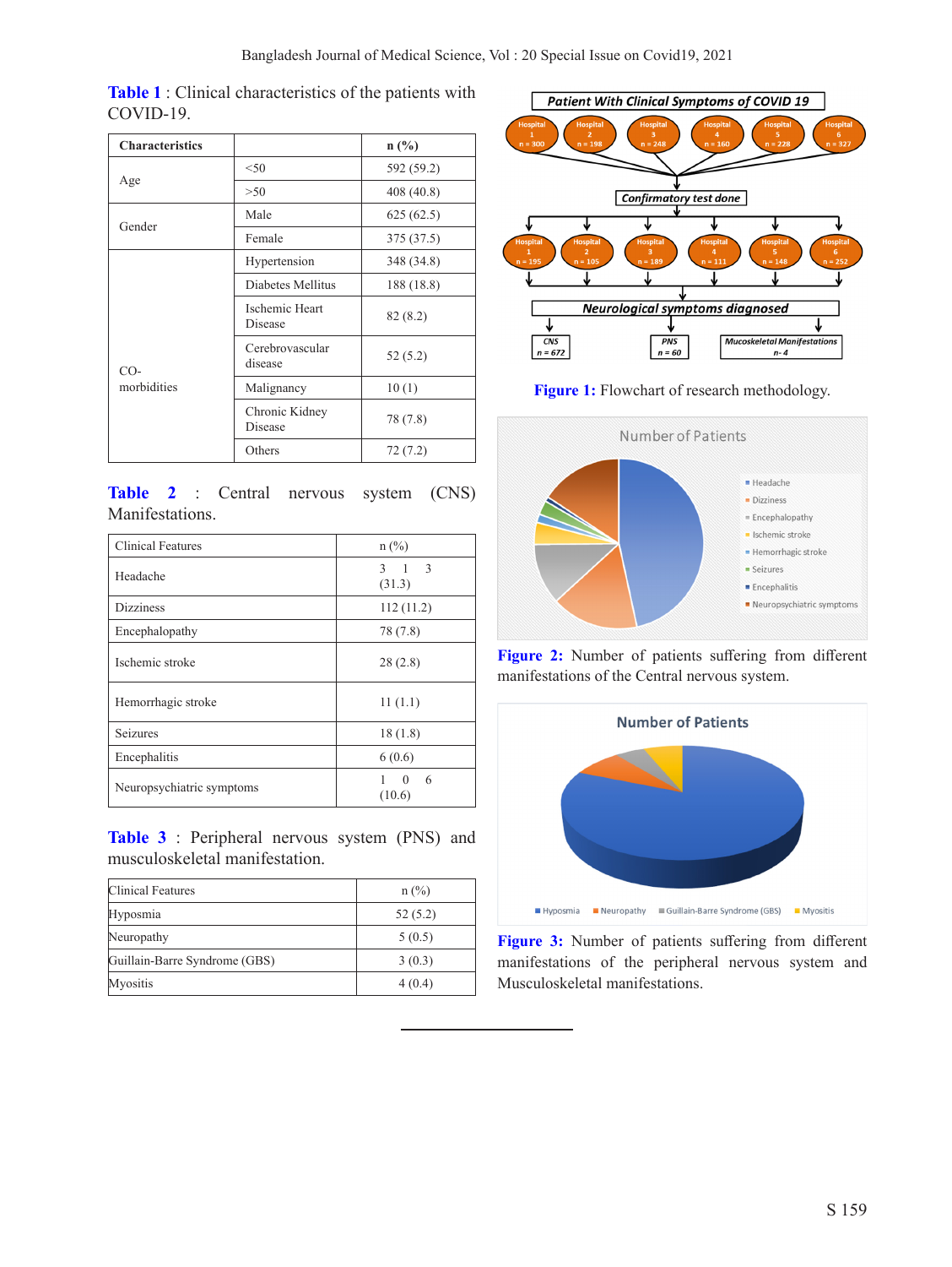**Table 1** : Clinical characteristics of the patients with COVID-19.

| Characteristics | | n (%) |
|---|---|---|
| Age | <50 | 592 (59.2) |
| | >50 | 408 (40.8) |
| Gender | Male | 625 (62.5) |
| | Female | 375 (37.5) |
| CO-morbidities | Hypertension | 348 (34.8) |
| | Diabetes Mellitus | 188 (18.8) |
| | Ischemic Heart Disease | 82 (8.2) |
| | Cerebrovascular disease | 52 (5.2) |
| | Malignancy | 10 (1) |
| | Chronic Kidney Disease | 78 (7.8) |
| | Others | 72 (7.2) |

**Table 2** : Central nervous system (CNS) Manifestations.

| Clinical Features | n (%) |
|---|---|
| Headache | 3 1 3 (31.3) |
| Dizziness | 112 (11.2) |
| Encephalopathy | 78 (7.8) |
| Ischemic stroke | 28 (2.8) |
| Hemorrhagic stroke | 11 (1.1) |
| Seizures | 18 (1.8) |
| Encephalitis | 6 (0.6) |
| Neuropsychiatric symptoms | 1 0 6 (10.6) |

**Table 3** : Peripheral nervous system (PNS) and musculoskeletal manifestation.

| Clinical Features | n (%) |
|---|---|
| Hyposmia | 52 (5.2) |
| Neuropathy | 5 (0.5) |
| Guillain-Barre Syndrome (GBS) | 3 (0.3) |
| Myositis | 4 (0.4) |

**Figure 1:** Flowchart of research methodology.

**Figure 2:** Number of patients suffering from different manifestations of the Central nervous system.

**Figure 3:** Number of patients suffering from different manifestations of the peripheral nervous system and Musculoskeletal manifestations.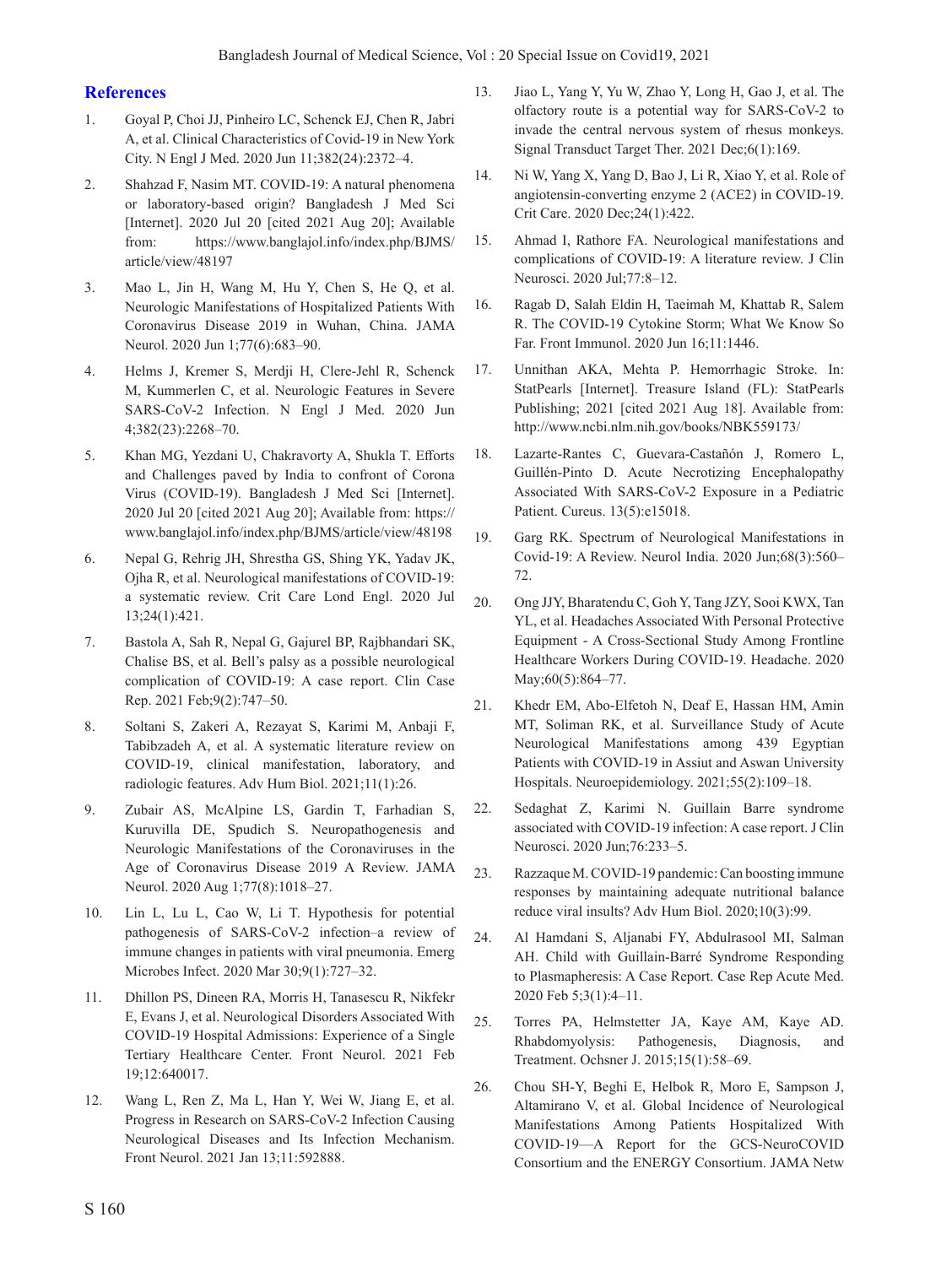## References

1. Goyal P, Choi JJ, Pinheiro LC, Schenck EJ, Chen R, Jabri A, et al. Clinical Characteristics of Covid-19 in New York City. N Engl J Med. 2020 Jun 11;382(24):2372–4.
2. Shahzad F, Nasim MT. COVID-19: A natural phenomena or laboratory-based origin? Bangladesh J Med Sci [Internet]. 2020 Jul 20 [cited 2021 Aug 20]; Available from: https://www.banglajol.info/index.php/BJMS/article/view/48197
3. Mao L, Jin H, Wang M, Hu Y, Chen S, He Q, et al. Neurologic Manifestations of Hospitalized Patients With Coronavirus Disease 2019 in Wuhan, China. JAMA Neurol. 2020 Jun 1;77(6):683–90.
4. Helms J, Kremer S, Merdji H, Clere-Jehl R, Schenck M, Kummerlen C, et al. Neurologic Features in Severe SARS-CoV-2 Infection. N Engl J Med. 2020 Jun 4;382(23):2268–70.
5. Khan MG, Yezdani U, Chakravorty A, Shukla T. Efforts and Challenges paved by India to confront of Corona Virus (COVID-19). Bangladesh J Med Sci [Internet]. 2020 Jul 20 [cited 2021 Aug 20]; Available from: https://www.banglajol.info/index.php/BJMS/article/view/48198
6. Nepal G, Rehrig JH, Shrestha GS, Shing YK, Yadav JK, Ojha R, et al. Neurological manifestations of COVID-19: a systematic review. Crit Care Lond Engl. 2020 Jul 13;24(1):421.
7. Bastola A, Sah R, Nepal G, Gajurel BP, Rajbhandari SK, Chalise BS, et al. Bell's palsy as a possible neurological complication of COVID-19: A case report. Clin Case Rep. 2021 Feb;9(2):747–50.
8. Soltani S, Zakeri A, Rezayat S, Karimi M, Anbaji F, Tabibzadeh A, et al. A systematic literature review on COVID-19, clinical manifestation, laboratory, and radiologic features. Adv Hum Biol. 2021;11(1):26.
9. Zubair AS, McAlpine LS, Gardin T, Farhadian S, Kuruvilla DE, Spudich S. Neuropathogenesis and Neurologic Manifestations of the Coronaviruses in the Age of Coronavirus Disease 2019 A Review. JAMA Neurol. 2020 Aug 1;77(8):1018–27.
10. Lin L, Lu L, Cao W, Li T. Hypothesis for potential pathogenesis of SARS-CoV-2 infection–a review of immune changes in patients with viral pneumonia. Emerg Microbes Infect. 2020 Mar 30;9(1):727–32.
11. Dhillon PS, Dineen RA, Morris H, Tanasescu R, Nikfekr E, Evans J, et al. Neurological Disorders Associated With COVID-19 Hospital Admissions: Experience of a Single Tertiary Healthcare Center. Front Neurol. 2021 Feb 19;12:640017.
12. Wang L, Ren Z, Ma L, Han Y, Wei W, Jiang E, et al. Progress in Research on SARS-CoV-2 Infection Causing Neurological Diseases and Its Infection Mechanism. Front Neurol. 2021 Jan 13;11:592888.
13. Jiao L, Yang Y, Yu W, Zhao Y, Long H, Gao J, et al. The olfactory route is a potential way for SARS-CoV-2 to invade the central nervous system of rhesus monkeys. Signal Transduct Target Ther. 2021 Dec;6(1):169.
14. Ni W, Yang X, Yang D, Bao J, Li R, Xiao Y, et al. Role of angiotensin-converting enzyme 2 (ACE2) in COVID-19. Crit Care. 2020 Dec;24(1):422.
15. Ahmad I, Rathore FA. Neurological manifestations and complications of COVID-19: A literature review. J Clin Neurosci. 2020 Jul;77:8–12.
16. Ragab D, Salah Eldin H, Taeimah M, Khattab R, Salem R. The COVID-19 Cytokine Storm; What We Know So Far. Front Immunol. 2020 Jun 16;11:1446.
17. Unnithan AKA, Mehta P. Hemorrhagic Stroke. In: StatPearls [Internet]. Treasure Island (FL): StatPearls Publishing; 2021 [cited 2021 Aug 18]. Available from: http://www.ncbi.nlm.nih.gov/books/NBK559173/
18. Lazarte-Rantes C, Guevara-Castañón J, Romero L, Guillén-Pinto D. Acute Necrotizing Encephalopathy Associated With SARS-CoV-2 Exposure in a Pediatric Patient. Cureus. 13(5):e15018.
19. Garg RK. Spectrum of Neurological Manifestations in Covid-19: A Review. Neurol India. 2020 Jun;68(3):560–72.
20. Ong JJY, Bharatendu C, Goh Y, Tang JZY, Sooi KWX, Tan YL, et al. Headaches Associated With Personal Protective Equipment - A Cross-Sectional Study Among Frontline Healthcare Workers During COVID-19. Headache. 2020 May;60(5):864–77.
21. Khedr EM, Abo-Elfetoh N, Deaf E, Hassan HM, Amin MT, Soliman RK, et al. Surveillance Study of Acute Neurological Manifestations among 439 Egyptian Patients with COVID-19 in Assiut and Aswan University Hospitals. Neuroepidemiology. 2021;55(2):109–18.
22. Sedaghat Z, Karimi N. Guillain Barre syndrome associated with COVID-19 infection: A case report. J Clin Neurosci. 2020 Jun;76:233–5.
23. Razzaque M. COVID-19 pandemic: Can boosting immune responses by maintaining adequate nutritional balance reduce viral insults? Adv Hum Biol. 2020;10(3):99.
24. Al Hamdani S, Aljanabi FY, Abdulrasool MI, Salman AH. Child with Guillain-Barré Syndrome Responding to Plasmapheresis: A Case Report. Case Rep Acute Med. 2020 Feb 5;3(1):4–11.
25. Torres PA, Helmstetter JA, Kaye AM, Kaye AD. Rhabdomyolysis: Pathogenesis, Diagnosis, and Treatment. Ochsner J. 2015;15(1):58–69.
26. Chou SH-Y, Beghi E, Helbok R, Moro E, Sampson J, Altamirano V, et al. Global Incidence of Neurological Manifestations Among Patients Hospitalized With COVID-19—A Report for the GCS-NeuroCOVID Consortium and the ENERGY Consortium. JAMA Netw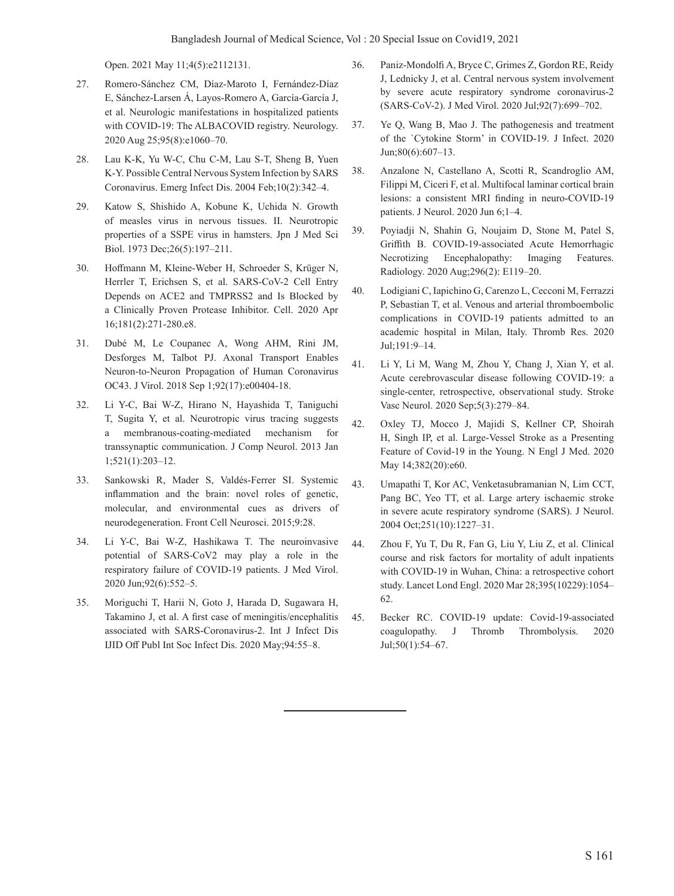Open. 2021 May 11;4(5):e2112131.

27. Romero-Sánchez CM, Díaz-Maroto I, Fernández-Díaz E, Sánchez-Larsen Á, Layos-Romero A, García-García J, et al. Neurologic manifestations in hospitalized patients with COVID-19: The ALBACOVID registry. Neurology. 2020 Aug 25;95(8):e1060–70.

28. Lau K-K, Yu W-C, Chu C-M, Lau S-T, Sheng B, Yuen K-Y. Possible Central Nervous System Infection by SARS Coronavirus. Emerg Infect Dis. 2004 Feb;10(2):342–4.

29. Katow S, Shishido A, Kobune K, Uchida N. Growth of measles virus in nervous tissues. II. Neurotropic properties of a SSPE virus in hamsters. Jpn J Med Sci Biol. 1973 Dec;26(5):197–211.

30. Hoffmann M, Kleine-Weber H, Schroeder S, Krüger N, Herrler T, Erichsen S, et al. SARS-CoV-2 Cell Entry Depends on ACE2 and TMPRSS2 and Is Blocked by a Clinically Proven Protease Inhibitor. Cell. 2020 Apr 16;181(2):271-280.e8.

31. Dubé M, Le Coupanec A, Wong AHM, Rini JM, Desforges M, Talbot PJ. Axonal Transport Enables Neuron-to-Neuron Propagation of Human Coronavirus OC43. J Virol. 2018 Sep 1;92(17):e00404-18.

32. Li Y-C, Bai W-Z, Hirano N, Hayashida T, Taniguchi T, Sugita Y, et al. Neurotropic virus tracing suggests a membranous-coating-mediated mechanism for transsynaptic communication. J Comp Neurol. 2013 Jan 1;521(1):203–12.

33. Sankowski R, Mader S, Valdés-Ferrer SI. Systemic inflammation and the brain: novel roles of genetic, molecular, and environmental cues as drivers of neurodegeneration. Front Cell Neurosci. 2015;9:28.

34. Li Y-C, Bai W-Z, Hashikawa T. The neuroinvasive potential of SARS-CoV2 may play a role in the respiratory failure of COVID-19 patients. J Med Virol. 2020 Jun;92(6):552–5.

35. Moriguchi T, Harii N, Goto J, Harada D, Sugawara H, Takamino J, et al. A first case of meningitis/encephalitis associated with SARS-Coronavirus-2. Int J Infect Dis IJID Off Publ Int Soc Infect Dis. 2020 May;94:55–8.

36. Paniz-Mondolfi A, Bryce C, Grimes Z, Gordon RE, Reidy J, Lednicky J, et al. Central nervous system involvement by severe acute respiratory syndrome coronavirus-2 (SARS-CoV-2). J Med Virol. 2020 Jul;92(7):699–702.

37. Ye Q, Wang B, Mao J. The pathogenesis and treatment of the `Cytokine Storm' in COVID-19. J Infect. 2020 Jun;80(6):607–13.

38. Anzalone N, Castellano A, Scotti R, Scandroglio AM, Filippi M, Ciceri F, et al. Multifocal laminar cortical brain lesions: a consistent MRI finding in neuro-COVID-19 patients. J Neurol. 2020 Jun 6;1–4.

39. Poyiadji N, Shahin G, Noujaim D, Stone M, Patel S, Griffith B. COVID-19-associated Acute Hemorrhagic Necrotizing Encephalopathy: Imaging Features. Radiology. 2020 Aug;296(2): E119–20.

40. Lodigiani C, Iapichino G, Carenzo L, Cecconi M, Ferrazzi P, Sebastian T, et al. Venous and arterial thromboembolic complications in COVID-19 patients admitted to an academic hospital in Milan, Italy. Thromb Res. 2020 Jul;191:9–14.

41. Li Y, Li M, Wang M, Zhou Y, Chang J, Xian Y, et al. Acute cerebrovascular disease following COVID-19: a single-center, retrospective, observational study. Stroke Vasc Neurol. 2020 Sep;5(3):279–84.

42. Oxley TJ, Mocco J, Majidi S, Kellner CP, Shoirah H, Singh IP, et al. Large-Vessel Stroke as a Presenting Feature of Covid-19 in the Young. N Engl J Med. 2020 May 14;382(20):e60.

43. Umapathi T, Kor AC, Venketasubramanian N, Lim CCT, Pang BC, Yeo TT, et al. Large artery ischaemic stroke in severe acute respiratory syndrome (SARS). J Neurol. 2004 Oct;251(10):1227–31.

44. Zhou F, Yu T, Du R, Fan G, Liu Y, Liu Z, et al. Clinical course and risk factors for mortality of adult inpatients with COVID-19 in Wuhan, China: a retrospective cohort study. Lancet Lond Engl. 2020 Mar 28;395(10229):1054–62.

45. Becker RC. COVID-19 update: Covid-19-associated coagulopathy. J Thromb Thrombolysis. 2020 Jul;50(1):54–67.